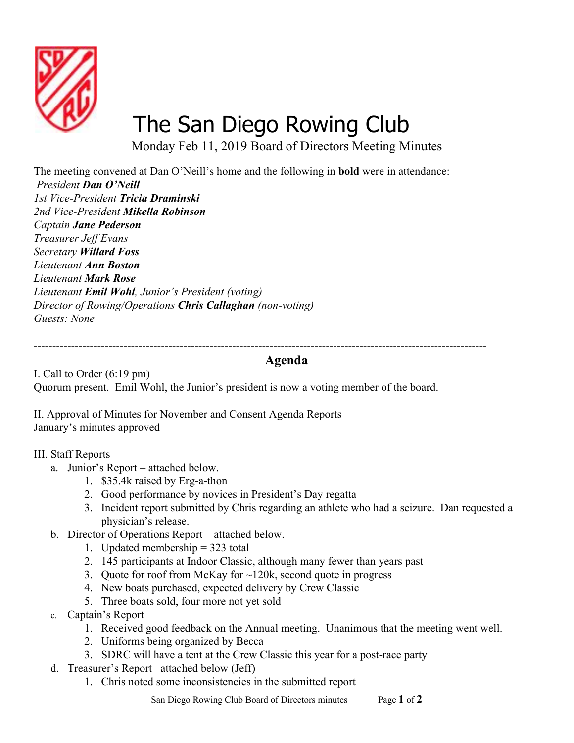# The San Diego Rowing Club

Monday Feb 11, 2019 Board of Directors Meeting Minutes

The meeting convened at Dan O'Neill's home and the following in **bold** were in attendance:

*President **Dan O'Neill***
*1st Vice-President **Tricia Draminski***
*2nd Vice-President **Mikella Robinson***
*Captain **Jane Pederson***
*Treasurer Jeff Evans*
*Secretary **Willard Foss***
*Lieutenant **Ann Boston***
*Lieutenant **Mark Rose***
*Lieutenant **Emil Wohl**, Junior's President (voting)*
*Director of Rowing/Operations **Chris Callaghan** (non-voting)*
*Guests: None*

---

## Agenda

I. Call to Order (6:19 pm)
Quorum present. Emil Wohl, the Junior's president is now a voting member of the board.

II. Approval of Minutes for November and Consent Agenda Reports
January's minutes approved

III. Staff Reports

a. Junior's Report – attached below.
   1. $35.4k raised by Erg-a-thon
   2. Good performance by novices in President's Day regatta
   3. Incident report submitted by Chris regarding an athlete who had a seizure. Dan requested a physician's release.

b. Director of Operations Report – attached below.
   1. Updated membership = 323 total
   2. 145 participants at Indoor Classic, although many fewer than years past
   3. Quote for roof from McKay for ~120k, second quote in progress
   4. New boats purchased, expected delivery by Crew Classic
   5. Three boats sold, four more not yet sold

c. Captain's Report
   1. Received good feedback on the Annual meeting. Unanimous that the meeting went well.
   2. Uniforms being organized by Becca
   3. SDRC will have a tent at the Crew Classic this year for a post-race party

d. Treasurer's Report– attached below (Jeff)
   1. Chris noted some inconsistencies in the submitted report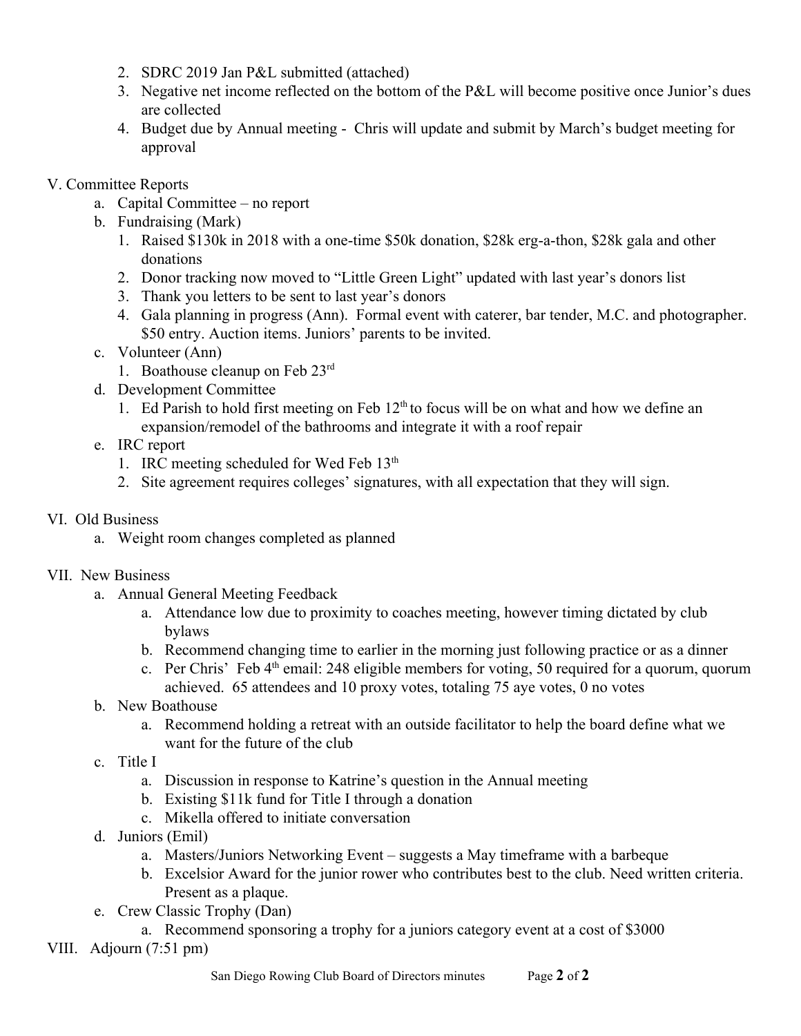2. SDRC 2019 Jan P&L submitted (attached)
3. Negative net income reflected on the bottom of the P&L will become positive once Junior's dues are collected
4. Budget due by Annual meeting - Chris will update and submit by March's budget meeting for approval

V. Committee Reports

a. Capital Committee – no report

b. Fundraising (Mark)

1. Raised $130k in 2018 with a one-time $50k donation, $28k erg-a-thon, $28k gala and other donations
2. Donor tracking now moved to "Little Green Light" updated with last year's donors list
3. Thank you letters to be sent to last year's donors
4. Gala planning in progress (Ann). Formal event with caterer, bar tender, M.C. and photographer. $50 entry. Auction items. Juniors' parents to be invited.

c. Volunteer (Ann)

1. Boathouse cleanup on Feb 23rd

d. Development Committee

1. Ed Parish to hold first meeting on Feb 12th to focus will be on what and how we define an expansion/remodel of the bathrooms and integrate it with a roof repair

e. IRC report

1. IRC meeting scheduled for Wed Feb 13th
2. Site agreement requires colleges' signatures, with all expectation that they will sign.

VI. Old Business

a. Weight room changes completed as planned

VII. New Business

a. Annual General Meeting Feedback

a. Attendance low due to proximity to coaches meeting, however timing dictated by club bylaws
b. Recommend changing time to earlier in the morning just following practice or as a dinner
c. Per Chris' Feb 4th email: 248 eligible members for voting, 50 required for a quorum, quorum achieved. 65 attendees and 10 proxy votes, totaling 75 aye votes, 0 no votes

b. New Boathouse

a. Recommend holding a retreat with an outside facilitator to help the board define what we want for the future of the club

c. Title I

a. Discussion in response to Katrine's question in the Annual meeting
b. Existing $11k fund for Title I through a donation
c. Mikella offered to initiate conversation

d. Juniors (Emil)

a. Masters/Juniors Networking Event – suggests a May timeframe with a barbeque
b. Excelsior Award for the junior rower who contributes best to the club. Need written criteria. Present as a plaque.

e. Crew Classic Trophy (Dan)

a. Recommend sponsoring a trophy for a juniors category event at a cost of $3000

VIII. Adjourn (7:51 pm)